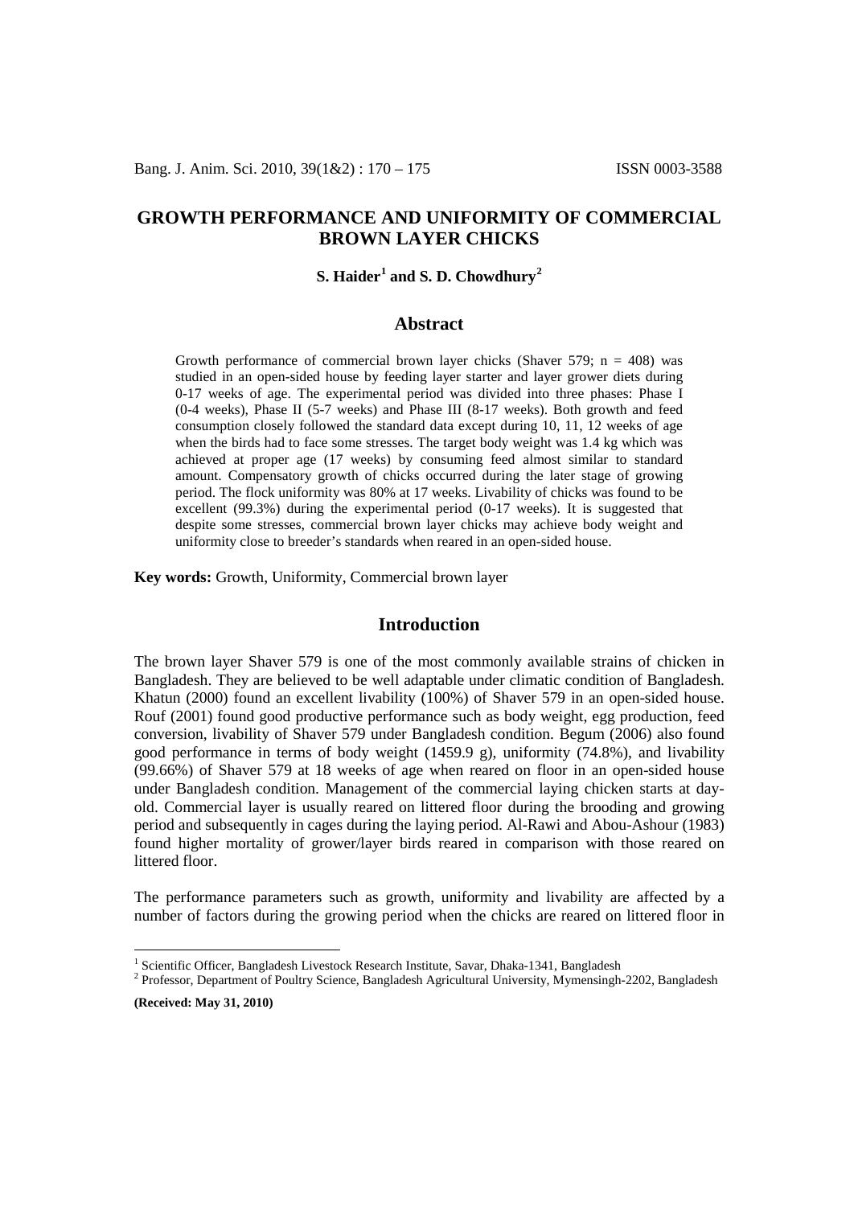# GROWTH PERFORMANCE AND UNIFORMITY OF COMMERCIAL BROWN LAYER CHICKS

**S. Haider[1] and S. D. Chowdhury[2]**

## Abstract

Growth performance of commercial brown layer chicks (Shaver 579; n = 408) was studied in an open-sided house by feeding layer starter and layer grower diets during 0-17 weeks of age. The experimental period was divided into three phases: Phase I (0-4 weeks), Phase II (5-7 weeks) and Phase III (8-17 weeks). Both growth and feed consumption closely followed the standard data except during 10, 11, 12 weeks of age when the birds had to face some stresses. The target body weight was 1.4 kg which was achieved at proper age (17 weeks) by consuming feed almost similar to standard amount. Compensatory growth of chicks occurred during the later stage of growing period. The flock uniformity was 80% at 17 weeks. Livability of chicks was found to be excellent (99.3%) during the experimental period (0-17 weeks). It is suggested that despite some stresses, commercial brown layer chicks may achieve body weight and uniformity close to breeder's standards when reared in an open-sided house.

**Key words:** Growth, Uniformity, Commercial brown layer

## Introduction

The brown layer Shaver 579 is one of the most commonly available strains of chicken in Bangladesh. They are believed to be well adaptable under climatic condition of Bangladesh. Khatun (2000) found an excellent livability (100%) of Shaver 579 in an open-sided house. Rouf (2001) found good productive performance such as body weight, egg production, feed conversion, livability of Shaver 579 under Bangladesh condition. Begum (2006) also found good performance in terms of body weight (1459.9 g), uniformity (74.8%), and livability (99.66%) of Shaver 579 at 18 weeks of age when reared on floor in an open-sided house under Bangladesh condition. Management of the commercial laying chicken starts at day-old. Commercial layer is usually reared on littered floor during the brooding and growing period and subsequently in cages during the laying period. Al-Rawi and Abou-Ashour (1983) found higher mortality of grower/layer birds reared in comparison with those reared on littered floor.

The performance parameters such as growth, uniformity and livability are affected by a number of factors during the growing period when the chicks are reared on littered floor in

[1] Scientific Officer, Bangladesh Livestock Research Institute, Savar, Dhaka-1341, Bangladesh

[2] Professor, Department of Poultry Science, Bangladesh Agricultural University, Mymensingh-2202, Bangladesh

**(Received: May 31, 2010)**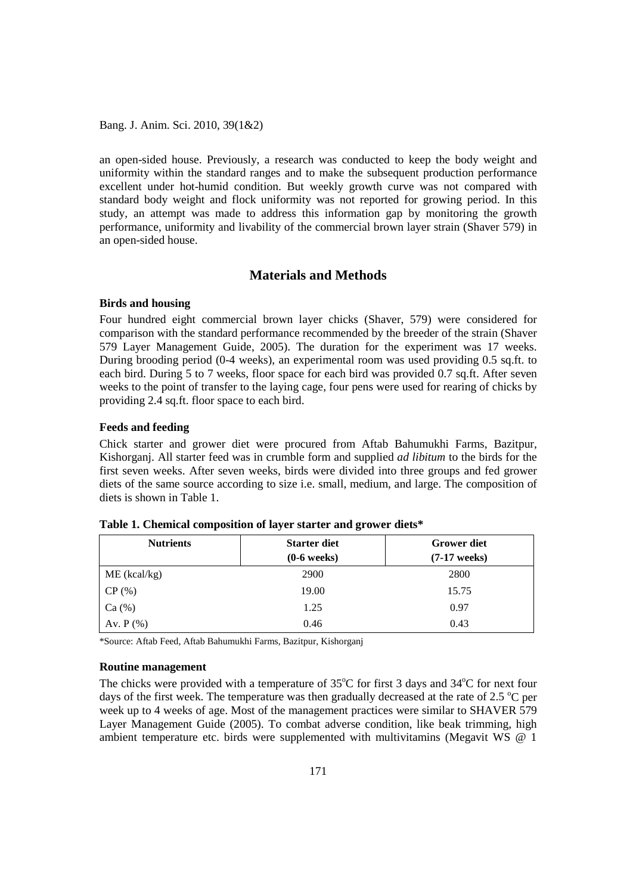an open-sided house. Previously, a research was conducted to keep the body weight and uniformity within the standard ranges and to make the subsequent production performance excellent under hot-humid condition. But weekly growth curve was not compared with standard body weight and flock uniformity was not reported for growing period. In this study, an attempt was made to address this information gap by monitoring the growth performance, uniformity and livability of the commercial brown layer strain (Shaver 579) in an open-sided house.

## Materials and Methods

### Birds and housing

Four hundred eight commercial brown layer chicks (Shaver, 579) were considered for comparison with the standard performance recommended by the breeder of the strain (Shaver 579 Layer Management Guide, 2005). The duration for the experiment was 17 weeks. During brooding period (0-4 weeks), an experimental room was used providing 0.5 sq.ft. to each bird. During 5 to 7 weeks, floor space for each bird was provided 0.7 sq.ft. After seven weeks to the point of transfer to the laying cage, four pens were used for rearing of chicks by providing 2.4 sq.ft. floor space to each bird.

### Feeds and feeding

Chick starter and grower diet were procured from Aftab Bahumukhi Farms, Bazitpur, Kishorganj. All starter feed was in crumble form and supplied *ad libitum* to the birds for the first seven weeks. After seven weeks, birds were divided into three groups and fed grower diets of the same source according to size i.e. small, medium, and large. The composition of diets is shown in Table 1.

**Table 1. Chemical composition of layer starter and grower diets***

| Nutrients | Starter diet (0-6 weeks) | Grower diet (7-17 weeks) |
|---|---|---|
| ME (kcal/kg) | 2900 | 2800 |
| CP (%) | 19.00 | 15.75 |
| Ca (%) | 1.25 | 0.97 |
| Av. P (%) | 0.46 | 0.43 |

*Source: Aftab Feed, Aftab Bahumukhi Farms, Bazitpur, Kishorganj

### Routine management

The chicks were provided with a temperature of 35$^{o}$C for first 3 days and 34$^{o}$C for next four days of the first week. The temperature was then gradually decreased at the rate of 2.5 $^{o}$C per week up to 4 weeks of age. Most of the management practices were similar to SHAVER 579 Layer Management Guide (2005). To combat adverse condition, like beak trimming, high ambient temperature etc. birds were supplemented with multivitamins (Megavit WS @ 1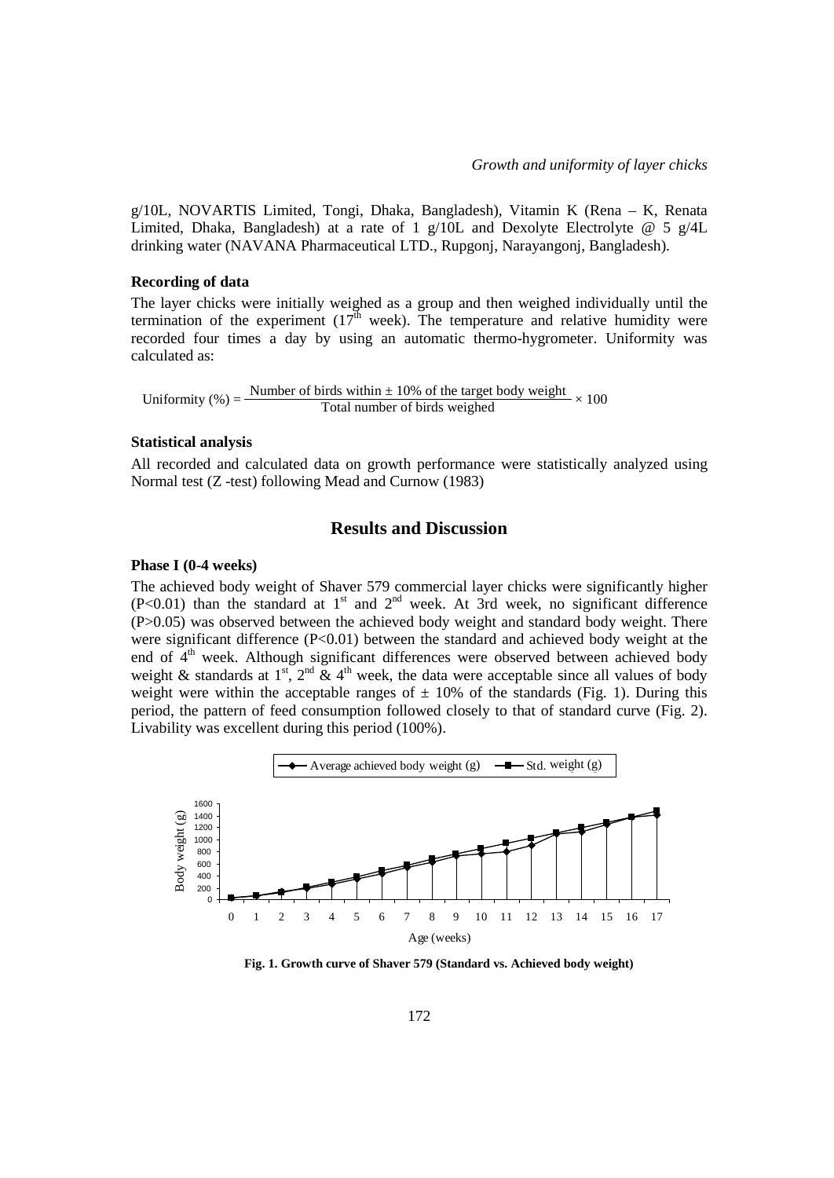g/10L, NOVARTIS Limited, Tongi, Dhaka, Bangladesh), Vitamin K (Rena – K, Renata Limited, Dhaka, Bangladesh) at a rate of 1 g/10L and Dexolyte Electrolyte @ 5 g/4L drinking water (NAVANA Pharmaceutical LTD., Rupgonj, Narayangonj, Bangladesh).

### Recording of data

The layer chicks were initially weighed as a group and then weighed individually until the termination of the experiment (17$^{th}$ week). The temperature and relative humidity were recorded four times a day by using an automatic thermo-hygrometer. Uniformity was calculated as:

$$\text{Uniformity (\%)} = \frac{\text{Number of birds within} \pm 10\% \text{ of the target body weight}}{\text{Total number of birds weighed}} \times 100$$

### Statistical analysis

All recorded and calculated data on growth performance were statistically analyzed using Normal test (Z -test) following Mead and Curnow (1983)

## Results and Discussion

### Phase I (0-4 weeks)

The achieved body weight of Shaver 579 commercial layer chicks were significantly higher ($P<0.01$) than the standard at 1$^{st}$ and 2$^{nd}$ week. At 3rd week, no significant difference ($P>0.05$) was observed between the achieved body weight and standard body weight. There were significant difference ($P<0.01$) between the standard and achieved body weight at the end of 4$^{th}$ week. Although significant differences were observed between achieved body weight & standards at 1$^{st}$, 2$^{nd}$ & 4$^{th}$ week, the data were acceptable since all values of body weight were within the acceptable ranges of $\pm$ 10% of the standards (Fig. 1). During this period, the pattern of feed consumption followed closely to that of standard curve (Fig. 2). Livability was excellent during this period (100%).

**Fig. 1. Growth curve of Shaver 579 (Standard vs. Achieved body weight)**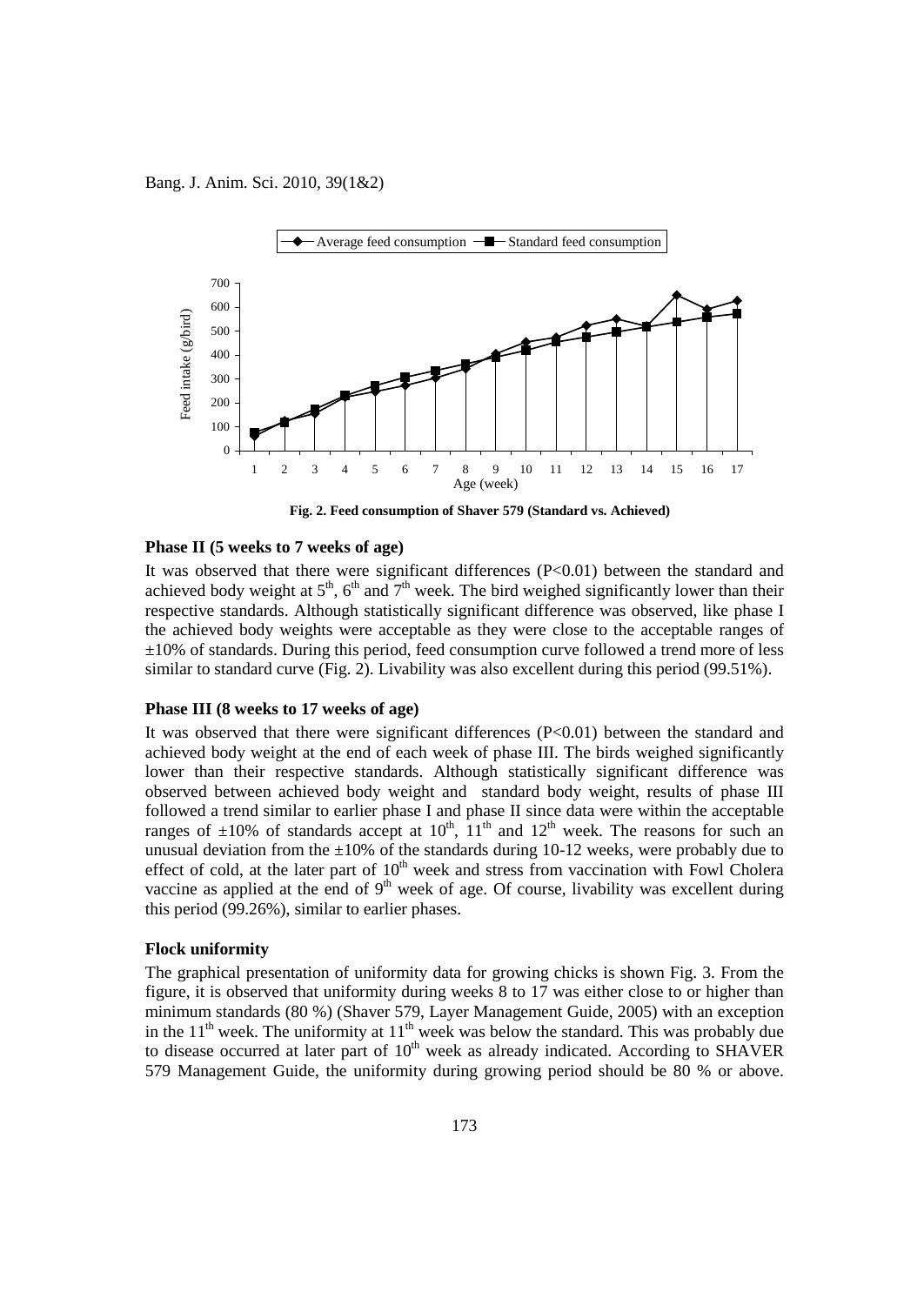Fig. 2. Feed consumption of Shaver 579 (Standard vs. Achieved)

### Phase II (5 weeks to 7 weeks of age)

It was observed that there were significant differences ($P<0.01$) between the standard and achieved body weight at 5th, 6th and 7th week. The bird weighed significantly lower than their respective standards. Although statistically significant difference was observed, like phase I the achieved body weights were acceptable as they were close to the acceptable ranges of ±10% of standards. During this period, feed consumption curve followed a trend more of less similar to standard curve (Fig. 2). Livability was also excellent during this period (99.51%).

### Phase III (8 weeks to 17 weeks of age)

It was observed that there were significant differences ($P<0.01$) between the standard and achieved body weight at the end of each week of phase III. The birds weighed significantly lower than their respective standards. Although statistically significant difference was observed between achieved body weight and standard body weight, results of phase III followed a trend similar to earlier phase I and phase II since data were within the acceptable ranges of ±10% of standards accept at 10th, 11th and 12th week. The reasons for such an unusual deviation from the ±10% of the standards during 10-12 weeks, were probably due to effect of cold, at the later part of 10th week and stress from vaccination with Fowl Cholera vaccine as applied at the end of 9th week of age. Of course, livability was excellent during this period (99.26%), similar to earlier phases.

### Flock uniformity

The graphical presentation of uniformity data for growing chicks is shown Fig. 3. From the figure, it is observed that uniformity during weeks 8 to 17 was either close to or higher than minimum standards (80 %) (Shaver 579, Layer Management Guide, 2005) with an exception in the 11th week. The uniformity at 11th week was below the standard. This was probably due to disease occurred at later part of 10th week as already indicated. According to SHAVER 579 Management Guide, the uniformity during growing period should be 80 % or above.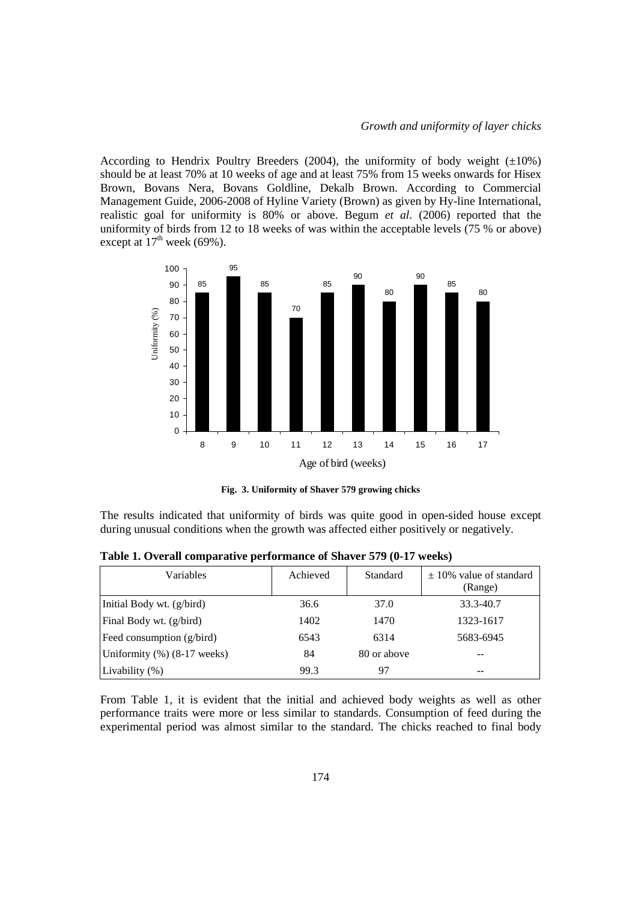According to Hendrix Poultry Breeders (2004), the uniformity of body weight (±10%) should be at least 70% at 10 weeks of age and at least 75% from 15 weeks onwards for Hisex Brown, Bovans Nera, Bovans Goldline, Dekalb Brown. According to Commercial Management Guide, 2006-2008 of Hyline Variety (Brown) as given by Hy-line International, realistic goal for uniformity is 80% or above. Begum *et al*. (2006) reported that the uniformity of birds from 12 to 18 weeks of was within the acceptable levels (75 % or above) except at 17[th] week (69%).

**Fig. 3. Uniformity of Shaver 579 growing chicks**

The results indicated that uniformity of birds was quite good in open-sided house except during unusual conditions when the growth was affected either positively or negatively.

**Table 1. Overall comparative performance of Shaver 579 (0-17 weeks)**

| Variables | Achieved | Standard | ± 10% value of standard (Range) |
|---|---|---|---|
| Initial Body wt. (g/bird) | 36.6 | 37.0 | 33.3-40.7 |
| Final Body wt. (g/bird) | 1402 | 1470 | 1323-1617 |
| Feed consumption (g/bird) | 6543 | 6314 | 5683-6945 |
| Uniformity (%) (8-17 weeks) | 84 | 80 or above | -- |
| Livability (%) | 99.3 | 97 | -- |

From Table 1, it is evident that the initial and achieved body weights as well as other performance traits were more or less similar to standards. Consumption of feed during the experimental period was almost similar to the standard. The chicks reached to final body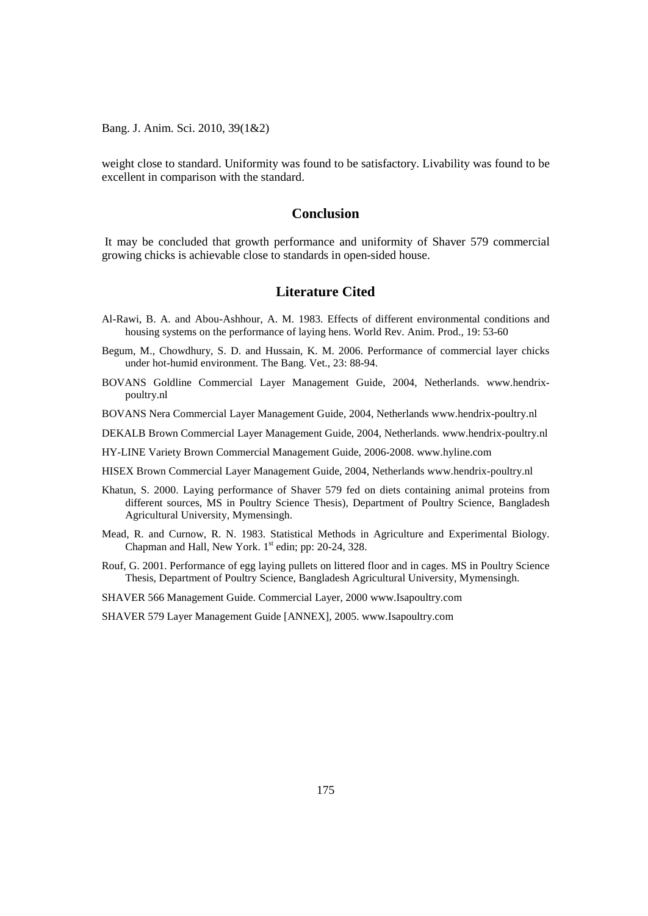weight close to standard. Uniformity was found to be satisfactory. Livability was found to be excellent in comparison with the standard.

## Conclusion

It may be concluded that growth performance and uniformity of Shaver 579 commercial growing chicks is achievable close to standards in open-sided house.

## Literature Cited

Al-Rawi, B. A. and Abou-Ashhour, A. M. 1983. Effects of different environmental conditions and housing systems on the performance of laying hens. World Rev. Anim. Prod., 19: 53-60

Begum, M., Chowdhury, S. D. and Hussain, K. M. 2006. Performance of commercial layer chicks under hot-humid environment. The Bang. Vet., 23: 88-94.

BOVANS Goldline Commercial Layer Management Guide, 2004, Netherlands. www.hendrix-poultry.nl

BOVANS Nera Commercial Layer Management Guide, 2004, Netherlands www.hendrix-poultry.nl

DEKALB Brown Commercial Layer Management Guide, 2004, Netherlands. www.hendrix-poultry.nl

HY-LINE Variety Brown Commercial Management Guide, 2006-2008. www.hyline.com

HISEX Brown Commercial Layer Management Guide, 2004, Netherlands www.hendrix-poultry.nl

Khatun, S. 2000. Laying performance of Shaver 579 fed on diets containing animal proteins from different sources, MS in Poultry Science Thesis), Department of Poultry Science, Bangladesh Agricultural University, Mymensingh.

Mead, R. and Curnow, R. N. 1983. Statistical Methods in Agriculture and Experimental Biology. Chapman and Hall, New York. 1st edin; pp: 20-24, 328.

Rouf, G. 2001. Performance of egg laying pullets on littered floor and in cages. MS in Poultry Science Thesis, Department of Poultry Science, Bangladesh Agricultural University, Mymensingh.

SHAVER 566 Management Guide. Commercial Layer, 2000 www.Isapoultry.com

SHAVER 579 Layer Management Guide [ANNEX], 2005. www.Isapoultry.com